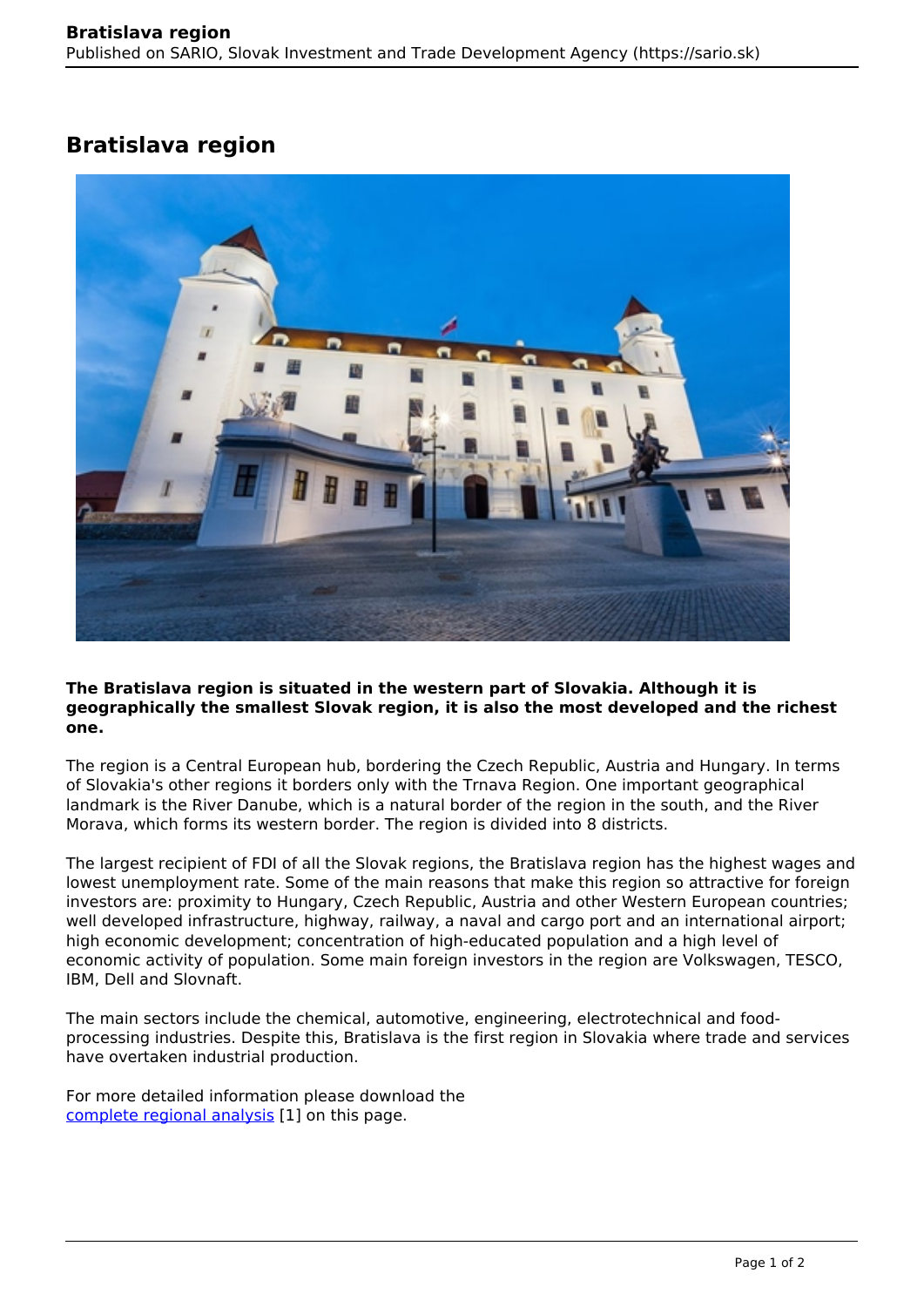# Bratislava region

**The Bratislava region is situated in the western part of Slovakia. Although it is geographically the smallest Slovak region, it is also the most developed and the richest one.**

The region is a Central European hub, bordering the Czech Republic, Austria and Hungary. In terms of Slovakia's other regions it borders only with the Trnava Region. One important geographical landmark is the River Danube, which is a natural border of the region in the south, and the River Morava, which forms its western border. The region is divided into 8 districts.

The largest recipient of FDI of all the Slovak regions, the Bratislava region has the highest wages and lowest unemployment rate. Some of the main reasons that make this region so attractive for foreign investors are: proximity to Hungary, Czech Republic, Austria and other Western European countries; well developed infrastructure, highway, railway, a naval and cargo port and an international airport; high economic development; concentration of high-educated population and a high level of economic activity of population. Some main foreign investors in the region are Volkswagen, TESCO, IBM, Dell and Slovnaft.

The main sectors include the chemical, automotive, engineering, electrotechnical and food-processing industries. Despite this, Bratislava is the first region in Slovakia where trade and services have overtaken industrial production.

For more detailed information please download the complete regional analysis [1] on this page.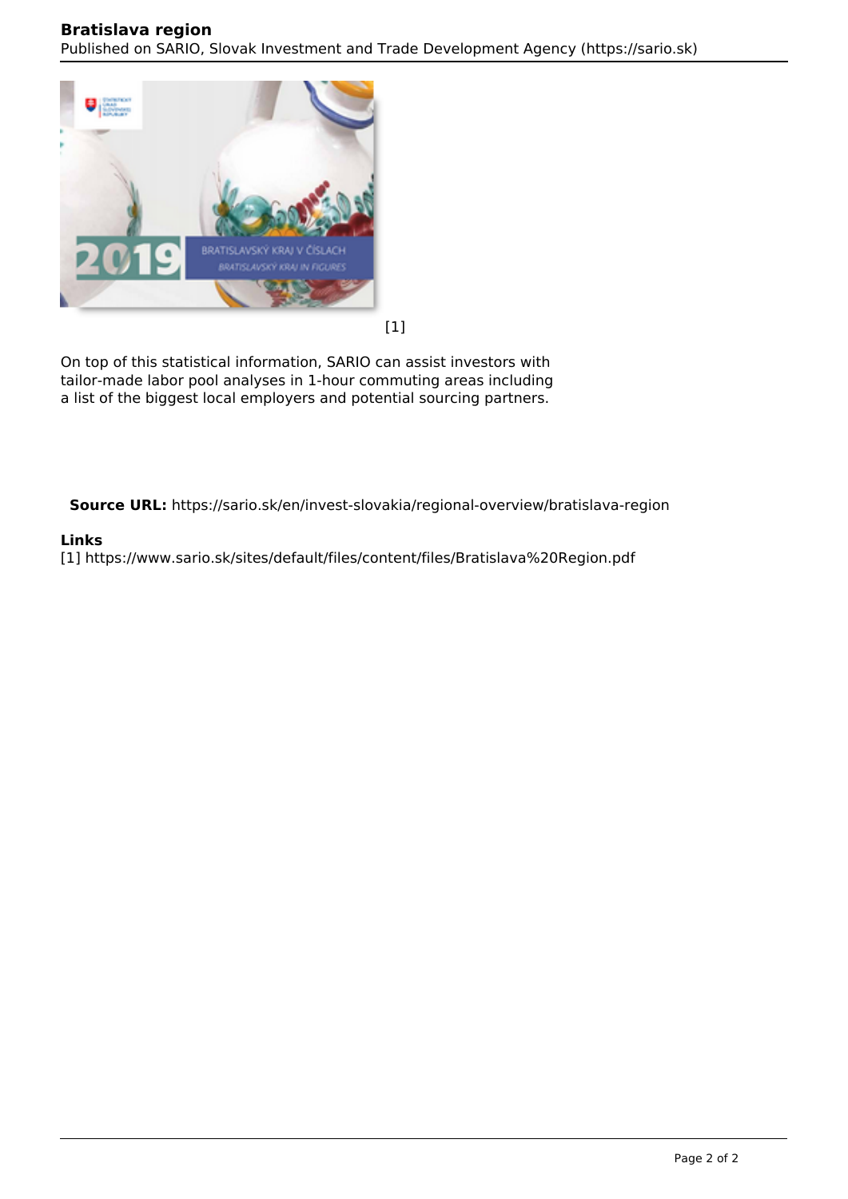[1]

On top of this statistical information, SARIO can assist investors with tailor-made labor pool analyses in 1-hour commuting areas including a list of the biggest local employers and potential sourcing partners.

**Source URL:** https://sario.sk/en/invest-slovakia/regional-overview/bratislava-region

**Links**
[1] https://www.sario.sk/sites/default/files/content/files/Bratislava%20Region.pdf